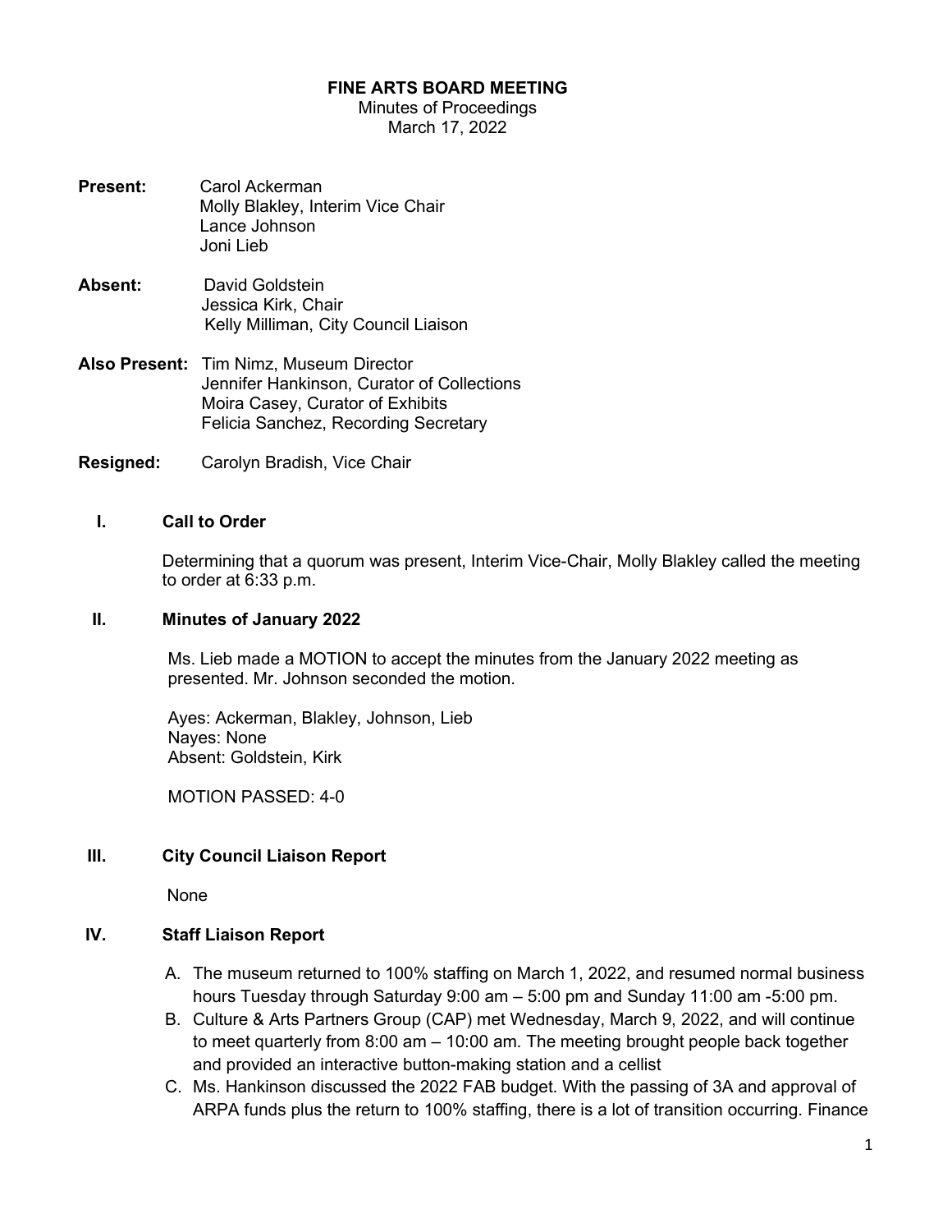# FINE ARTS BOARD MEETING

Minutes of Proceedings
March 17, 2022

**Present:** Carol Ackerman
Molly Blakley, Interim Vice Chair
Lance Johnson
Joni Lieb

**Absent:** David Goldstein
Jessica Kirk, Chair
Kelly Milliman, City Council Liaison

**Also Present:** Tim Nimz, Museum Director
Jennifer Hankinson, Curator of Collections
Moira Casey, Curator of Exhibits
Felicia Sanchez, Recording Secretary

**Resigned:** Carolyn Bradish, Vice Chair

## I. Call to Order

Determining that a quorum was present, Interim Vice-Chair, Molly Blakley called the meeting to order at 6:33 p.m.

## II. Minutes of January 2022

Ms. Lieb made a MOTION to accept the minutes from the January 2022 meeting as presented. Mr. Johnson seconded the motion.

Ayes: Ackerman, Blakley, Johnson, Lieb
Nayes: None
Absent: Goldstein, Kirk

MOTION PASSED: 4-0

## III. City Council Liaison Report

None

## IV. Staff Liaison Report

A. The museum returned to 100% staffing on March 1, 2022, and resumed normal business hours Tuesday through Saturday 9:00 am – 5:00 pm and Sunday 11:00 am -5:00 pm.

B. Culture & Arts Partners Group (CAP) met Wednesday, March 9, 2022, and will continue to meet quarterly from 8:00 am – 10:00 am. The meeting brought people back together and provided an interactive button-making station and a cellist

C. Ms. Hankinson discussed the 2022 FAB budget. With the passing of 3A and approval of ARPA funds plus the return to 100% staffing, there is a lot of transition occurring. Finance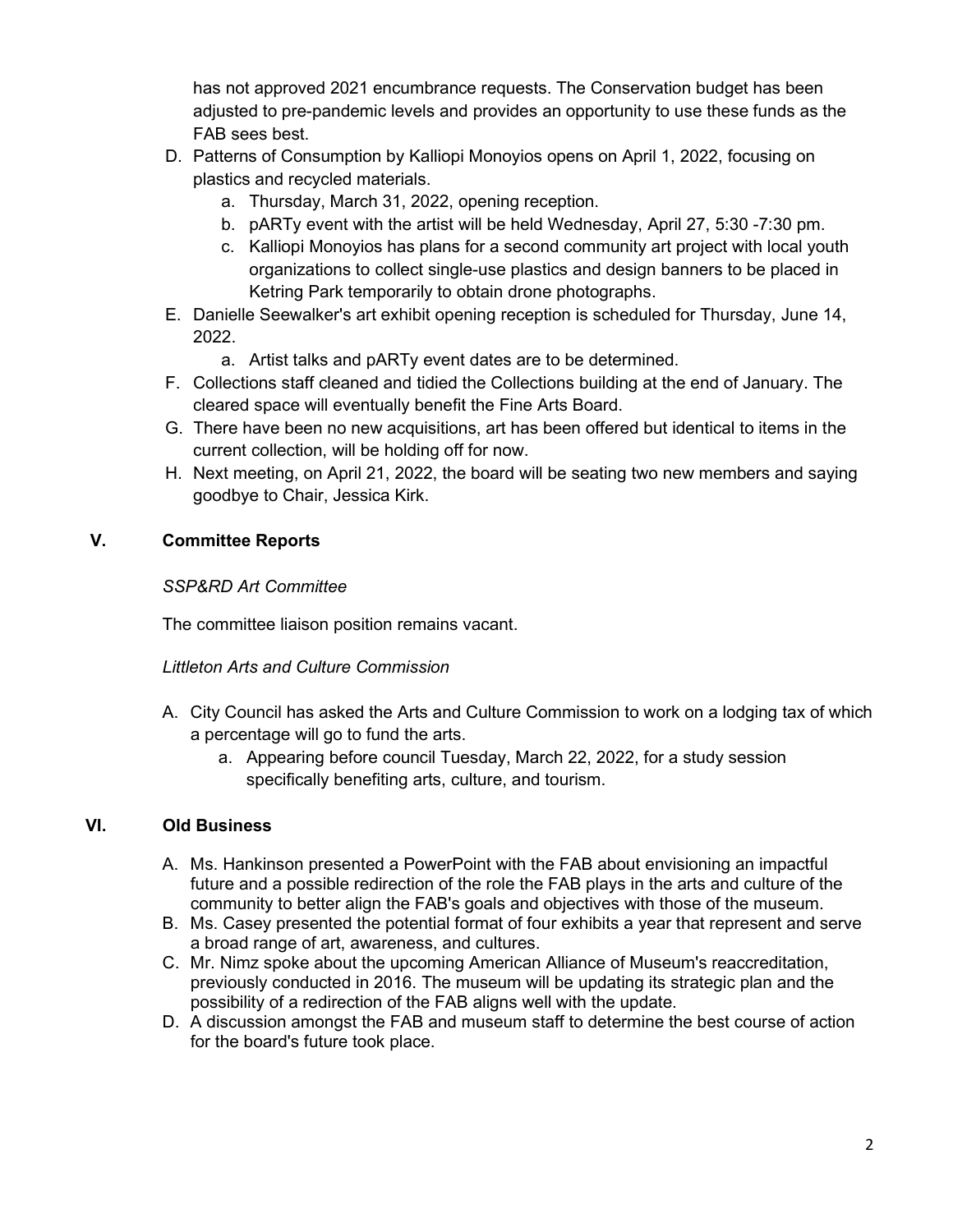has not approved 2021 encumbrance requests. The Conservation budget has been adjusted to pre-pandemic levels and provides an opportunity to use these funds as the FAB sees best.

D. Patterns of Consumption by Kalliopi Monoyios opens on April 1, 2022, focusing on plastics and recycled materials.
   a. Thursday, March 31, 2022, opening reception.
   b. pARTy event with the artist will be held Wednesday, April 27, 5:30 -7:30 pm.
   c. Kalliopi Monoyios has plans for a second community art project with local youth organizations to collect single-use plastics and design banners to be placed in Ketring Park temporarily to obtain drone photographs.
E. Danielle Seewalker's art exhibit opening reception is scheduled for Thursday, June 14, 2022.
   a. Artist talks and pARTy event dates are to be determined.
F. Collections staff cleaned and tidied the Collections building at the end of January. The cleared space will eventually benefit the Fine Arts Board.
G. There have been no new acquisitions, art has been offered but identical to items in the current collection, will be holding off for now.
H. Next meeting, on April 21, 2022, the board will be seating two new members and saying goodbye to Chair, Jessica Kirk.

## V. Committee Reports

*SSP&RD Art Committee*

The committee liaison position remains vacant.

*Littleton Arts and Culture Commission*

A. City Council has asked the Arts and Culture Commission to work on a lodging tax of which a percentage will go to fund the arts.
   a. Appearing before council Tuesday, March 22, 2022, for a study session specifically benefiting arts, culture, and tourism.

## VI. Old Business

A. Ms. Hankinson presented a PowerPoint with the FAB about envisioning an impactful future and a possible redirection of the role the FAB plays in the arts and culture of the community to better align the FAB's goals and objectives with those of the museum.
B. Ms. Casey presented the potential format of four exhibits a year that represent and serve a broad range of art, awareness, and cultures.
C. Mr. Nimz spoke about the upcoming American Alliance of Museum's reaccreditation, previously conducted in 2016. The museum will be updating its strategic plan and the possibility of a redirection of the FAB aligns well with the update.
D. A discussion amongst the FAB and museum staff to determine the best course of action for the board's future took place.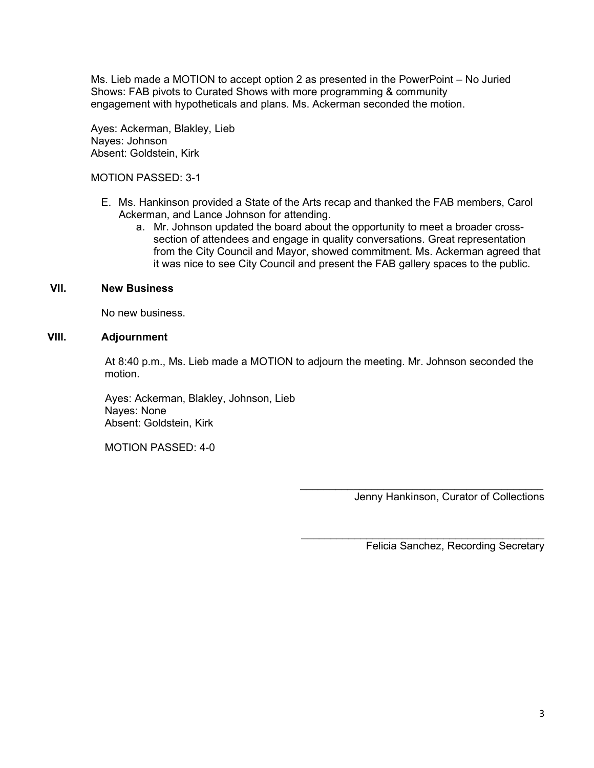Ms. Lieb made a MOTION to accept option 2 as presented in the PowerPoint – No Juried Shows: FAB pivots to Curated Shows with more programming & community engagement with hypotheticals and plans. Ms. Ackerman seconded the motion.

Ayes: Ackerman, Blakley, Lieb
Nayes: Johnson
Absent: Goldstein, Kirk

MOTION PASSED: 3-1

E. Ms. Hankinson provided a State of the Arts recap and thanked the FAB members, Carol Ackerman, and Lance Johnson for attending.
   a. Mr. Johnson updated the board about the opportunity to meet a broader cross-section of attendees and engage in quality conversations. Great representation from the City Council and Mayor, showed commitment. Ms. Ackerman agreed that it was nice to see City Council and present the FAB gallery spaces to the public.

## VII. New Business

No new business.

## VIII. Adjournment

At 8:40 p.m., Ms. Lieb made a MOTION to adjourn the meeting. Mr. Johnson seconded the motion.

Ayes: Ackerman, Blakley, Johnson, Lieb
Nayes: None
Absent: Goldstein, Kirk

MOTION PASSED: 4-0

\_\_\_\_\_\_\_\_\_\_\_\_\_\_\_\_\_\_\_\_\_\_\_\_\_\_\_\_\_\_\_\_\_\_\_\_\_\_\_\_
Jenny Hankinson, Curator of Collections

\_\_\_\_\_\_\_\_\_\_\_\_\_\_\_\_\_\_\_\_\_\_\_\_\_\_\_\_\_\_\_\_\_\_\_\_\_\_\_\_
Felicia Sanchez, Recording Secretary